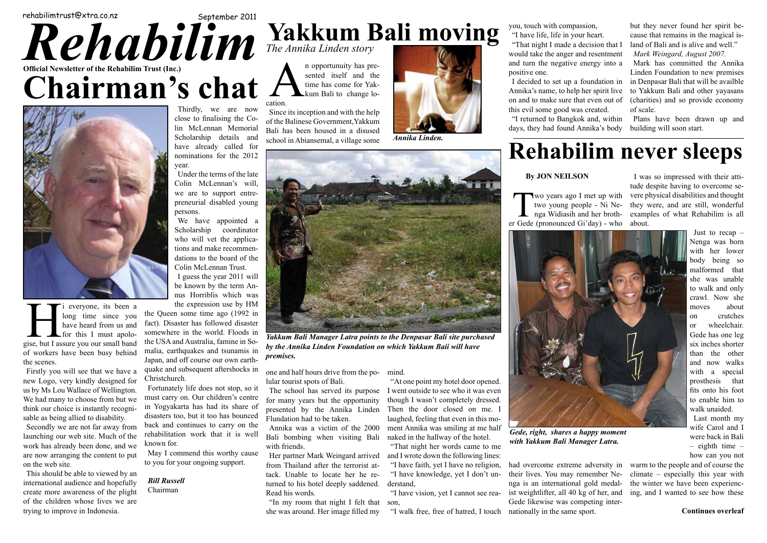rehabilimtrust@xtra.co.nz

September 2011

# Rehabilim

**Official Newsletter of the Rehabilim Trust (Inc.)**

# Chairman's chat

Hi everyone, its been a long time since you have heard from us and for this I must apologise, but I assure you our small band of workers have been busy behind the scenes.

Firstly you will see that we have a new Logo, very kindly designed for us by Ms Lou Wallace of Wellington. We had many to choose from but we think our choice is instantly recognisable as being allied to disability.

Secondly we are not far away from launching our web site. Much of the work has already been done, and we are now arranging the content to put on the web site.

This should be able to viewed by an international audience and hopefully create more awareness of the plight of the children whose lives we are trying to improve in Indonesia.

Thirdly, we are now close to finalising the Colin McLennan Memorial Scholarship details and have already called for nominations for the 2012 year.

Under the terms of the late Colin McLennan's will, we are to support entrepreneurial disabled young persons.

We have appointed a Scholarship coordinator who will vet the applications and make recommendations to the board of the Colin McLennan Trust.

I guess the year 2011 will be known by the term Annus Horriblis which was the expression use by HM the Queen some time ago (1992 in fact). Disaster has followed disaster somewhere in the world. Floods in the USA and Australia, famine in Somalia, earthquakes and tsunamis in Japan, and off course our own earthquake and subsequent aftershocks in Christchurch.

Fortunately life does not stop, so it must carry on. Our children's centre in Yogyakarta has had its share of disasters too, but it too has bounced back and continues to carry on the rehabilitation work that it is well known for.

May I commend this worthy cause to you for your ongoing support.

***Bill Russell***
Chairman

# Yakkum Bali moving

*The Annika Linden story*

An opportunuity has presented itself and the time has come for Yakkum Bali to change location.

Since its inception and with the help of the Balinese Government,Yakkum Bali has been housed in a disused school in Abiansemal, a village some one and half hours drive from the polular tourist spots of Bali.

*Annika Linden.*

*Yakkum Bali Manager Latra points to the Denpasar Bali site purchased by the Annika Linden Foundation on which Yakkum Baii will have premises.*

The school has served its purpose for many years but the opportunity presented by the Annika Linden Flundation had to be taken.

Annika was a victim of the 2000 Bali bombing when visiting Bali with friends.

Her partner Mark Weingard arrived from Thailand after the terrorist attack. Unable to locate her he returned to his hotel deeply saddened. Read his words.

"In my room that night I felt that she was around. Her image filled my mind.

"At one point my hotel door opened. I went outside to see who it was even though I wasn't completely dressed. Then the door closed on me. I laughed, feeling that even in this moment Annika was smiling at me half naked in the hallway of the hotel.

"That night her words came to me and I wrote down the following lines:

"I have faith, yet I have no religion,

"I have knowledge, yet I don't understand,

"I have vision, yet I cannot see reason,

"I walk free, free of hatred, I touch you, touch with compassion,

"I have life, life in your heart.

"That night I made a decision that I would take the anger and resentment and turn the negative energy into a positive one.

I decided to set up a foundation in Annika's name, to help her spirit live on and to make sure that even out of this evil some good was created.

"I returned to Bangkok and, within days, they had found Annika's body but they never found her spirit because that remains in the magical island of Bali and is alive and well."

*Mark Weingard, August 2007.*

Mark has committed the Annika Linden Foundation to new premises in Denpasar Bali that will be availble to Yakkum Bali and other yayasans (charities) and so provide economy of scale.

Plans have been drawn up and building will soon start.

# Rehabilim never sleeps

**By JON NEILSON**

Two years ago I met up with two young people - Ni Nenga Widiasih and her brother Gede (pronounced Gi'day) - who had overcome extreme adversity in their lives. You may remember Nenga is an international gold medalist weightlifter, all 40 kg of her, and Gede likewise was competing internationally in the same sport.

I was so impressed with their attitude despite having to overcome severe physical disabilities and thought they were, and are still, wonderful examples of what Rehabilim is all about.

*Gede, right, shares a happy moment with Yakkum Bali Manager Latra.*

Just to recap – Nenga was born with her lower body being so malformed that she was unable to walk and only crawl. Now she moves about on crutches or wheelchair. Gede has one leg six inches shorter than the other and now walks with a special prosthesis that fits onto his foot to enable him to walk unaided.

Last month my wife Carol and I were back in Bali – eighth time – how can you not warm to the people and of course the climate – especially this year with the winter we have been experiencing, and I wanted to see how these

**Continues overleaf**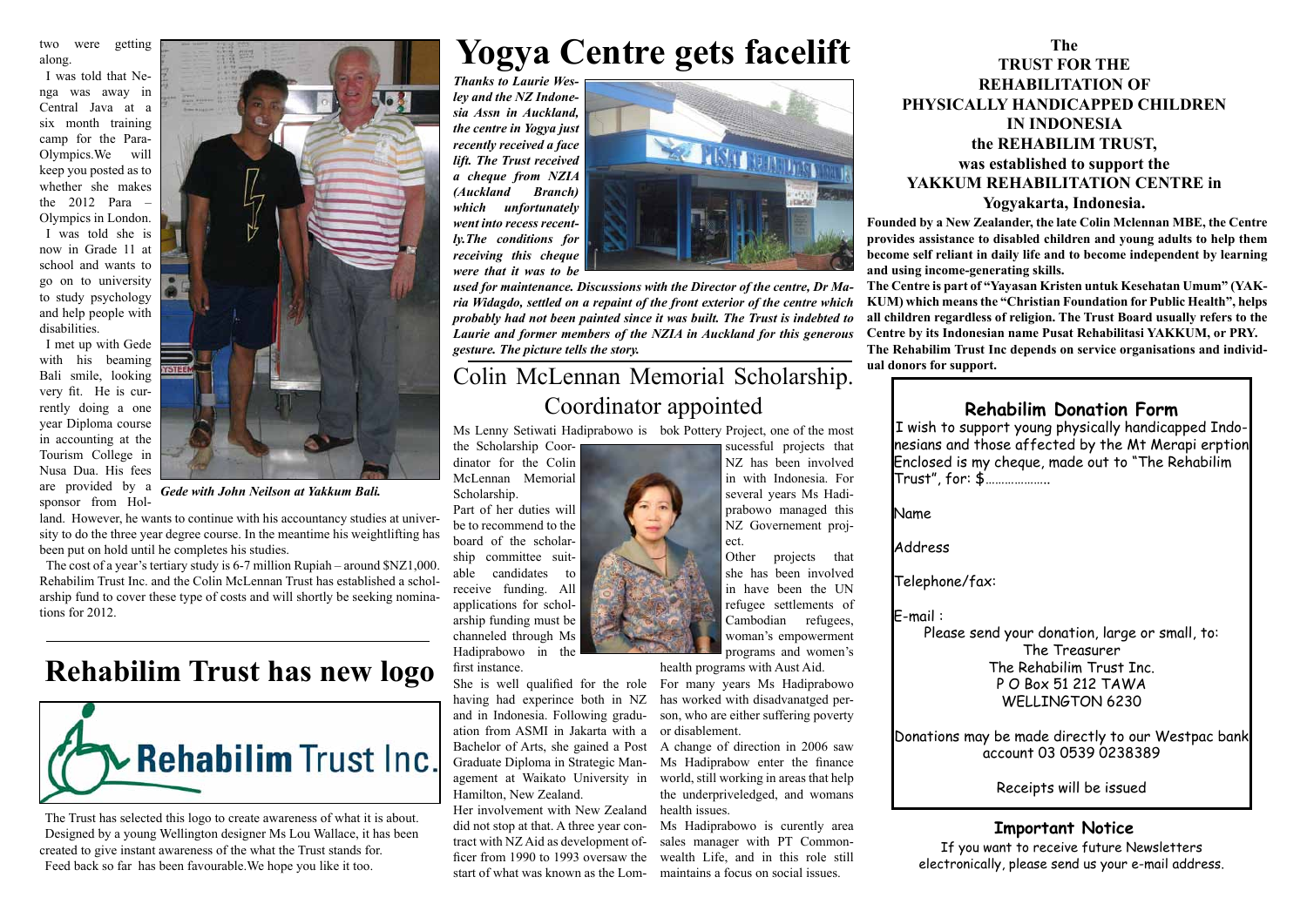two were getting along.

I was told that Nenga was away in Central Java at a six month training camp for the Para-Olympics.We will keep you posted as to whether she makes the 2012 Para – Olympics in London.

I was told she is now in Grade 11 at school and wants to go on to university to study psychology and help people with disabilities.

I met up with Gede with his beaming Bali smile, looking very fit. He is currently doing a one year Diploma course in accounting at the Tourism College in Nusa Dua. His fees are provided by a sponsor from Holland. However, he wants to continue with his accountancy studies at university to do the three year degree course. In the meantime his weightlifting has been put on hold until he completes his studies.

*Gede with John Neilson at Yakkum Bali.*

The cost of a year's tertiary study is 6-7 million Rupiah – around $NZ1,000. Rehabilim Trust Inc. and the Colin McLennan Trust has established a scholarship fund to cover these type of costs and will shortly be seeking nominations for 2012.

# Rehabilim Trust has new logo

Rehabilim Trust Inc.

The Trust has selected this logo to create awareness of what it is about. Designed by a young Wellington designer Ms Lou Wallace, it has been created to give instant awareness of the what the Trust stands for. Feed back so far has been favourable.We hope you like it too.

# Yogya Centre gets facelift

***Thanks to Laurie Wesley and the NZ Indonesia Assn in Auckland, the centre in Yogya just recently received a face lift. The Trust received a cheque from NZIA (Auckland Branch) which unfortunately went into recess recently.The conditions for receiving this cheque were that it was to be used for maintenance. Discussions with the Director of the centre, Dr Maria Widagdo, settled on a repaint of the front exterior of the centre which probably had not been painted since it was built. The Trust is indebted to Laurie and former members of the NZIA in Auckland for this generous gesture. The picture tells the story.***

## Colin McLennan Memorial Scholarship. Coordinator appointed

Ms Lenny Setiwati Hadiprabowo is the Scholarship Coordinator for the Colin McLennan Memorial Scholarship.

Part of her duties will be to recommend to the board of the scholarship committee suitable candidates to receive funding. All applications for scholarship funding must be channeled through Ms Hadiprabowo in the first instance.

She is well qualified for the role having had experince both in NZ and in Indonesia. Following graduation from ASMI in Jakarta with a Bachelor of Arts, she gained a Post Graduate Diploma in Strategic Management at Waikato University in Hamilton, New Zealand.

Her involvement with New Zealand did not stop at that. A three year contract with NZ Aid as development officer from 1990 to 1993 oversaw the start of what was known as the Lombok Pottery Project, one of the most sucessful projects that NZ has been involved in with Indonesia. For several years Ms Hadiprabowo managed this NZ Governement project.

Other projects that she has been involved in have been the UN refugee settlements of Cambodian refugees, woman's empowerment programs and women's health programs with Aust Aid.

For many years Ms Hadiprabowo has worked with disadvanatged person, who are either suffering poverty or disablement.

A change of direction in 2006 saw Ms Hadiprabow enter the finance world, still working in areas that help the underpriveledged, and womans health issues.

Ms Hadiprabowo is curently area sales manager with PT Commonwealth Life, and in this role still maintains a focus on social issues.

## The TRUST FOR THE REHABILITATION OF PHYSICALLY HANDICAPPED CHILDREN IN INDONESIA the REHABILIM TRUST, was established to support the YAKKUM REHABILITATION CENTRE in Yogyakarta, Indonesia.

**Founded by a New Zealander, the late Colin Mclennan MBE, the Centre provides assistance to disabled children and young adults to help them become self reliant in daily life and to become independent by learning and using income-generating skills.**

**The Centre is part of "Yayasan Kristen untuk Kesehatan Umum" (YAKKUM) which means the "Christian Foundation for Public Health", helps all children regardless of religion. The Trust Board usually refers to the Centre by its Indonesian name Pusat Rehabilitasi YAKKUM, or PRY.**

**The Rehabilim Trust Inc depends on service organisations and individual donors for support.**

### Rehabilim Donation Form

I wish to support young physically handicapped Indonesians and those affected by the Mt Merapi erption Enclosed is my cheque, made out to "The Rehabilim Trust", for: $...................

Name

Address

Telephone/fax:

E-mail :

Please send your donation, large or small, to:
The Treasurer
The Rehabilim Trust Inc.
P O Box 51 212 TAWA
WELLINGTON 6230

Donations may be made directly to our Westpac bank account 03 0539 0238389

Receipts will be issued

### Important Notice

If you want to receive future Newsletters electronically, please send us your e-mail address.